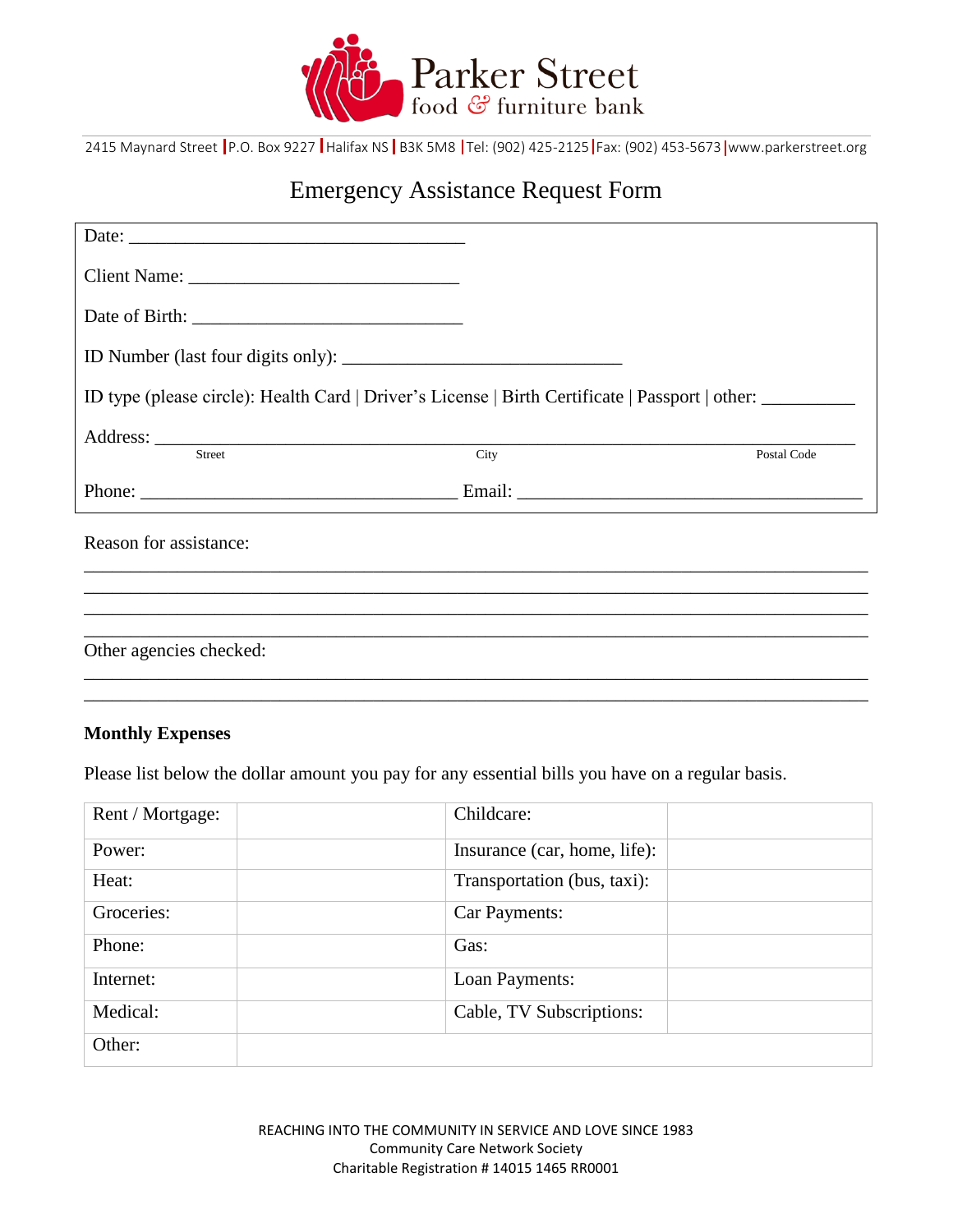Parker Street
food & furniture bank

2415 Maynard Street | P.O. Box 9227 | Halifax NS | B3K 5M8 | Tel: (902) 425-2125 | Fax: (902) 453-5673 | www.parkerstreet.org

# Emergency Assistance Request Form

Date: ____________________________________

Client Name: _____________________________

Date of Birth: _____________________________

ID Number (last four digits only): ______________________________

ID type (please circle): Health Card | Driver's License | Birth Certificate | Passport | other: __________

Address: ___________________________________________________________________________
Street City Postal Code

Phone: __________________________________ Email: ____________________________________

Reason for assistance:

_____________________________________________________________________________________
_____________________________________________________________________________________
_____________________________________________________________________________________
_____________________________________________________________________________________

Other agencies checked:

_____________________________________________________________________________________
_____________________________________________________________________________________

**Monthly Expenses**

Please list below the dollar amount you pay for any essential bills you have on a regular basis.

| Rent / Mortgage: | | Childcare: | |
|---|---|---|---|
| Power: | | Insurance (car, home, life): | |
| Heat: | | Transportation (bus, taxi): | |
| Groceries: | | Car Payments: | |
| Phone: | | Gas: | |
| Internet: | | Loan Payments: | |
| Medical: | | Cable, TV Subscriptions: | |
| Other: | | | |

REACHING INTO THE COMMUNITY IN SERVICE AND LOVE SINCE 1983
Community Care Network Society
Charitable Registration # 14015 1465 RR0001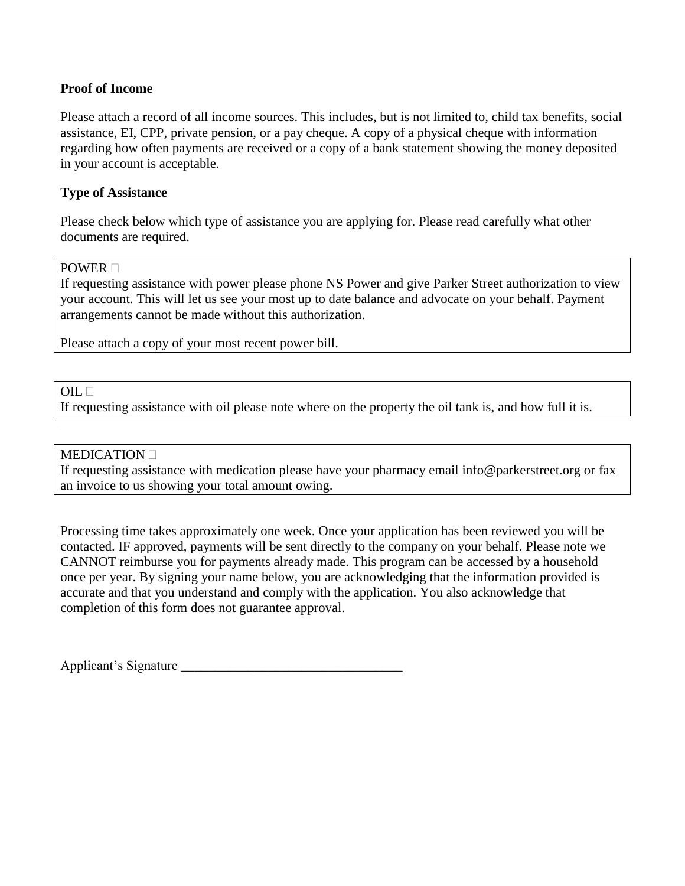**Proof of Income**

Please attach a record of all income sources. This includes, but is not limited to, child tax benefits, social assistance, EI, CPP, private pension, or a pay cheque. A copy of a physical cheque with information regarding how often payments are received or a copy of a bank statement showing the money deposited in your account is acceptable.

**Type of Assistance**

Please check below which type of assistance you are applying for. Please read carefully what other documents are required.

POWER ☐
If requesting assistance with power please phone NS Power and give Parker Street authorization to view your account. This will let us see your most up to date balance and advocate on your behalf. Payment arrangements cannot be made without this authorization.

Please attach a copy of your most recent power bill.

OIL ☐
If requesting assistance with oil please note where on the property the oil tank is, and how full it is.

MEDICATION ☐
If requesting assistance with medication please have your pharmacy email info@parkerstreet.org or fax an invoice to us showing your total amount owing.

Processing time takes approximately one week. Once your application has been reviewed you will be contacted. IF approved, payments will be sent directly to the company on your behalf. Please note we CANNOT reimburse you for payments already made. This program can be accessed by a household once per year. By signing your name below, you are acknowledging that the information provided is accurate and that you understand and comply with the application. You also acknowledge that completion of this form does not guarantee approval.

Applicant's Signature ________________________________